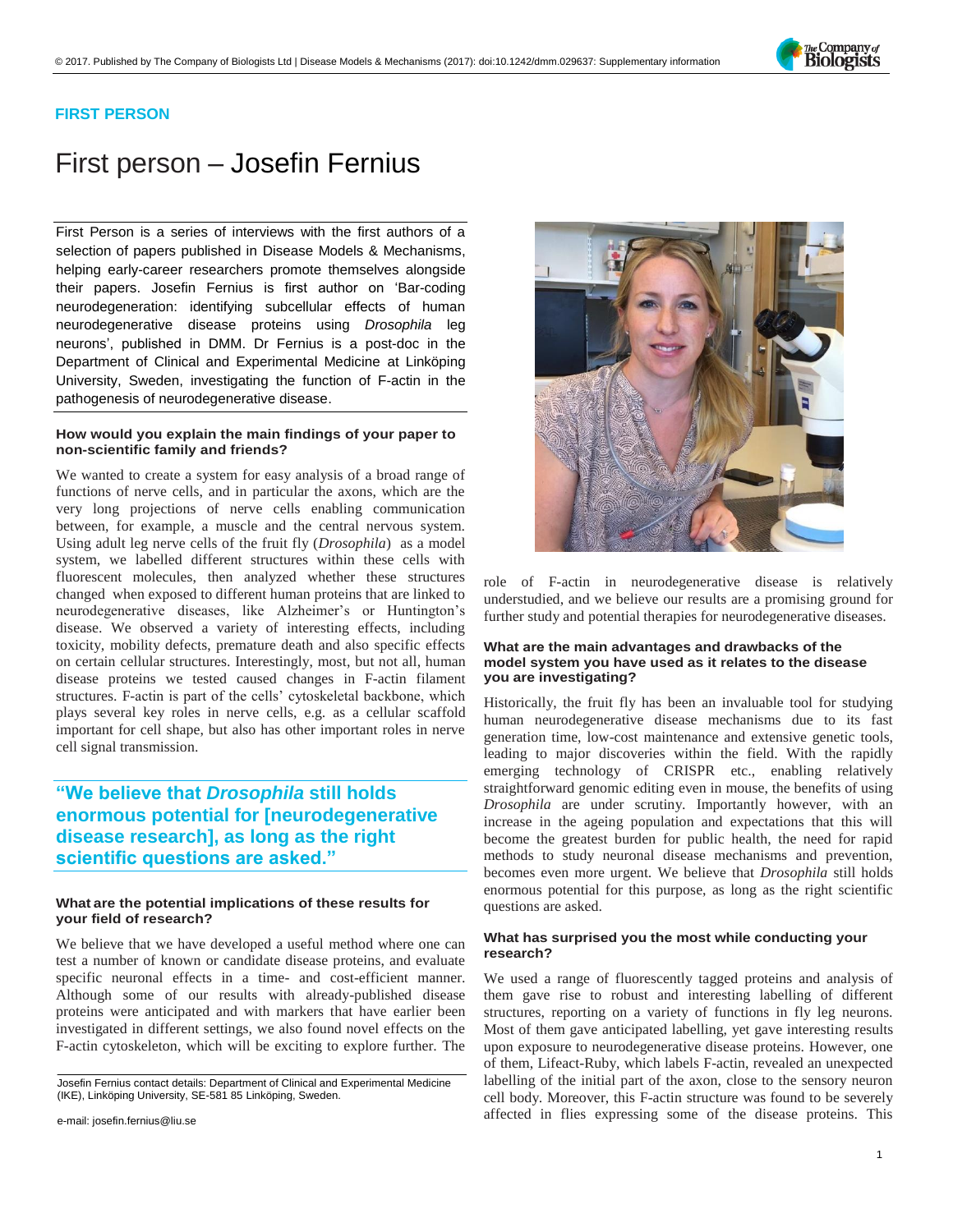**FIRST PERSON**

# First person – Josefin Fernius

First Person is a series of interviews with the first authors of a selection of papers published in Disease Models & Mechanisms, helping early-career researchers promote themselves alongside their papers. Josefin Fernius is first author on 'Bar-coding neurodegeneration: identifying subcellular effects of human neurodegenerative disease proteins using *Drosophila* leg neurons', published in DMM. Dr Fernius is a post-doc in the Department of Clinical and Experimental Medicine at Linköping University, Sweden, investigating the function of F-actin in the pathogenesis of neurodegenerative disease.

**How would you explain the main findings of your paper to non-scientific family and friends?**

We wanted to create a system for easy analysis of a broad range of functions of nerve cells, and in particular the axons, which are the very long projections of nerve cells enabling communication between, for example, a muscle and the central nervous system. Using adult leg nerve cells of the fruit fly (*Drosophila*) as a model system, we labelled different structures within these cells with fluorescent molecules, then analyzed whether these structures changed when exposed to different human proteins that are linked to neurodegenerative diseases, like Alzheimer's or Huntington's disease. We observed a variety of interesting effects, including toxicity, mobility defects, premature death and also specific effects on certain cellular structures. Interestingly, most, but not all, human disease proteins we tested caused changes in F-actin filament structures. F-actin is part of the cells' cytoskeletal backbone, which plays several key roles in nerve cells, e.g. as a cellular scaffold important for cell shape, but also has other important roles in nerve cell signal transmission.

> **"We believe that *Drosophila* still holds enormous potential for [neurodegenerative disease research], as long as the right scientific questions are asked."**

**What are the potential implications of these results for your field of research?**

We believe that we have developed a useful method where one can test a number of known or candidate disease proteins, and evaluate specific neuronal effects in a time- and cost-efficient manner. Although some of our results with already-published disease proteins were anticipated and with markers that have earlier been investigated in different settings, we also found novel effects on the F-actin cytoskeleton, which will be exciting to explore further. The role of F-actin in neurodegenerative disease is relatively understudied, and we believe our results are a promising ground for further study and potential therapies for neurodegenerative diseases.

**What are the main advantages and drawbacks of the model system you have used as it relates to the disease you are investigating?**

Historically, the fruit fly has been an invaluable tool for studying human neurodegenerative disease mechanisms due to its fast generation time, low-cost maintenance and extensive genetic tools, leading to major discoveries within the field. With the rapidly emerging technology of CRISPR etc., enabling relatively straightforward genomic editing even in mouse, the benefits of using *Drosophila* are under scrutiny. Importantly however, with an increase in the ageing population and expectations that this will become the greatest burden for public health, the need for rapid methods to study neuronal disease mechanisms and prevention, becomes even more urgent. We believe that *Drosophila* still holds enormous potential for this purpose, as long as the right scientific questions are asked.

**What has surprised you the most while conducting your research?**

We used a range of fluorescently tagged proteins and analysis of them gave rise to robust and interesting labelling of different structures, reporting on a variety of functions in fly leg neurons. Most of them gave anticipated labelling, yet gave interesting results upon exposure to neurodegenerative disease proteins. However, one of them, Lifeact-Ruby, which labels F-actin, revealed an unexpected labelling of the initial part of the axon, close to the sensory neuron cell body. Moreover, this F-actin structure was found to be severely affected in flies expressing some of the disease proteins. This

Josefin Fernius contact details: Department of Clinical and Experimental Medicine (IKE), Linköping University, SE-581 85 Linköping, Sweden.

e-mail: josefin.fernius@liu.se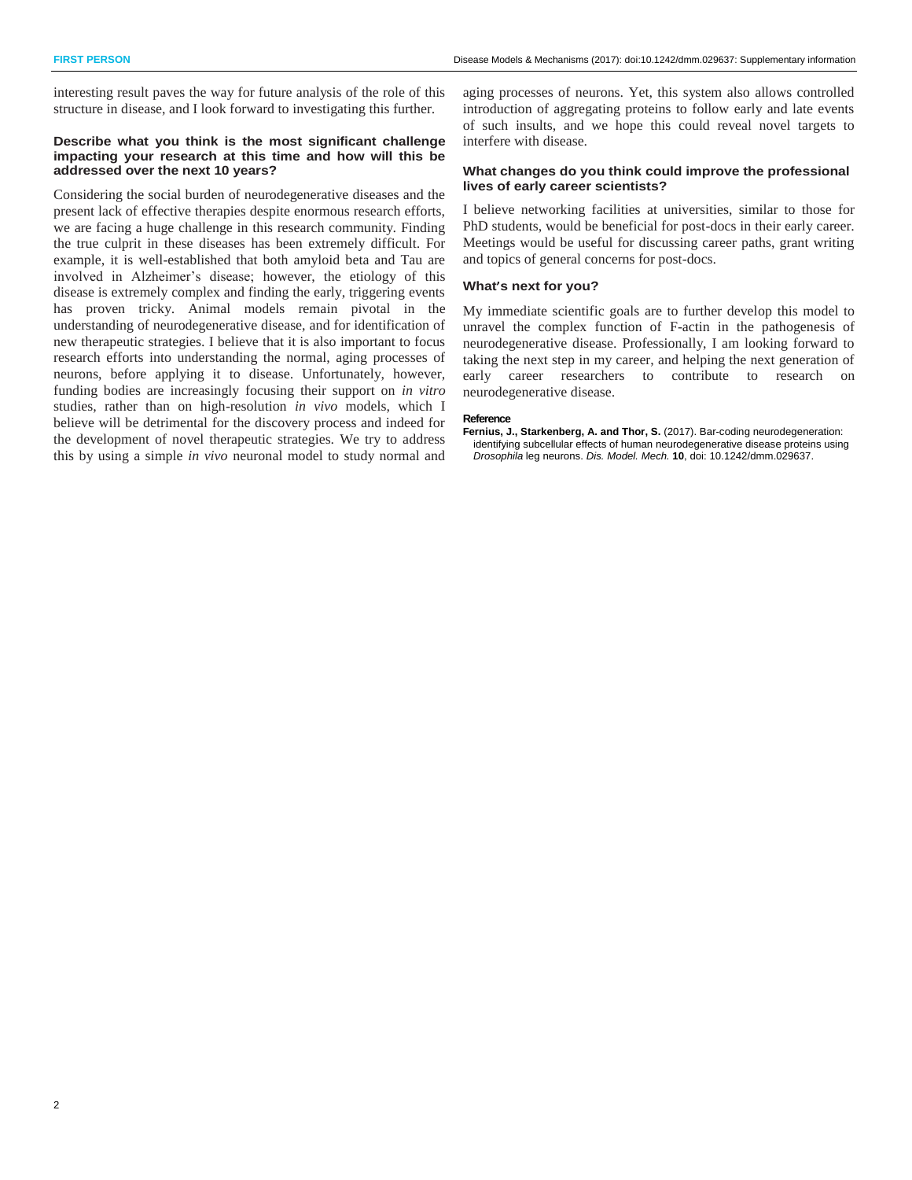interesting result paves the way for future analysis of the role of this structure in disease, and I look forward to investigating this further.

### Describe what you think is the most significant challenge impacting your research at this time and how will this be addressed over the next 10 years?

Considering the social burden of neurodegenerative diseases and the present lack of effective therapies despite enormous research efforts, we are facing a huge challenge in this research community. Finding the true culprit in these diseases has been extremely difficult. For example, it is well-established that both amyloid beta and Tau are involved in Alzheimer's disease; however, the etiology of this disease is extremely complex and finding the early, triggering events has proven tricky. Animal models remain pivotal in the understanding of neurodegenerative disease, and for identification of new therapeutic strategies. I believe that it is also important to focus research efforts into understanding the normal, aging processes of neurons, before applying it to disease. Unfortunately, however, funding bodies are increasingly focusing their support on *in vitro* studies, rather than on high-resolution *in vivo* models, which I believe will be detrimental for the discovery process and indeed for the development of novel therapeutic strategies. We try to address this by using a simple *in vivo* neuronal model to study normal and aging processes of neurons. Yet, this system also allows controlled introduction of aggregating proteins to follow early and late events of such insults, and we hope this could reveal novel targets to interfere with disease.

### What changes do you think could improve the professional lives of early career scientists?

I believe networking facilities at universities, similar to those for PhD students, would be beneficial for post-docs in their early career. Meetings would be useful for discussing career paths, grant writing and topics of general concerns for post-docs.

### What's next for you?

My immediate scientific goals are to further develop this model to unravel the complex function of F-actin in the pathogenesis of neurodegenerative disease. Professionally, I am looking forward to taking the next step in my career, and helping the next generation of early career researchers to contribute to research on neurodegenerative disease.

#### Reference

**Fernius, J., Starkenberg, A. and Thor, S.** (2017). Bar-coding neurodegeneration: identifying subcellular effects of human neurodegenerative disease proteins using *Drosophila* leg neurons. *Dis. Model. Mech.* **10**, doi: 10.1242/dmm.029637.